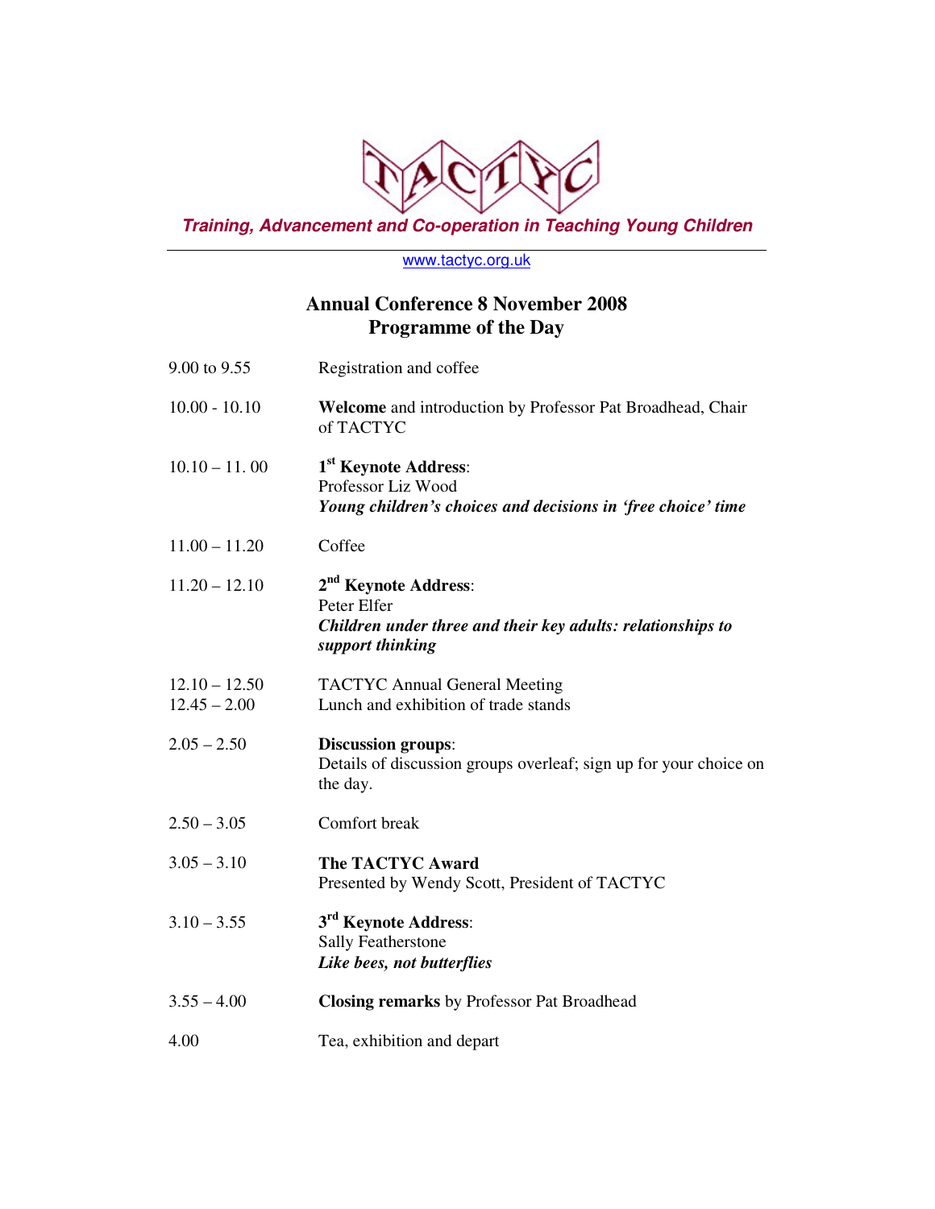# TACTYC

***Training, Advancement and Co-operation in Teaching Young Children***

www.tactyc.org.uk

## Annual Conference 8 November 2008
## Programme of the Day

| | |
|---|---|
| 9.00 to 9.55 | Registration and coffee |
| 10.00 - 10.10 | **Welcome** and introduction by Professor Pat Broadhead, Chair of TACTYC |
| 10.10 – 11. 00 | **1st Keynote Address**: Professor Liz Wood ***Young children's choices and decisions in 'free choice' time*** |
| 11.00 – 11.20 | Coffee |
| 11.20 – 12.10 | **2nd Keynote Address**: Peter Elfer ***Children under three and their key adults: relationships to support thinking*** |
| 12.10 – 12.50 | TACTYC Annual General Meeting |
| 12.45 – 2.00 | Lunch and exhibition of trade stands |
| 2.05 – 2.50 | **Discussion groups**: Details of discussion groups overleaf; sign up for your choice on the day. |
| 2.50 – 3.05 | Comfort break |
| 3.05 – 3.10 | **The TACTYC Award** Presented by Wendy Scott, President of TACTYC |
| 3.10 – 3.55 | **3rd Keynote Address**: Sally Featherstone ***Like bees, not butterflies*** |
| 3.55 – 4.00 | **Closing remarks** by Professor Pat Broadhead |
| 4.00 | Tea, exhibition and depart |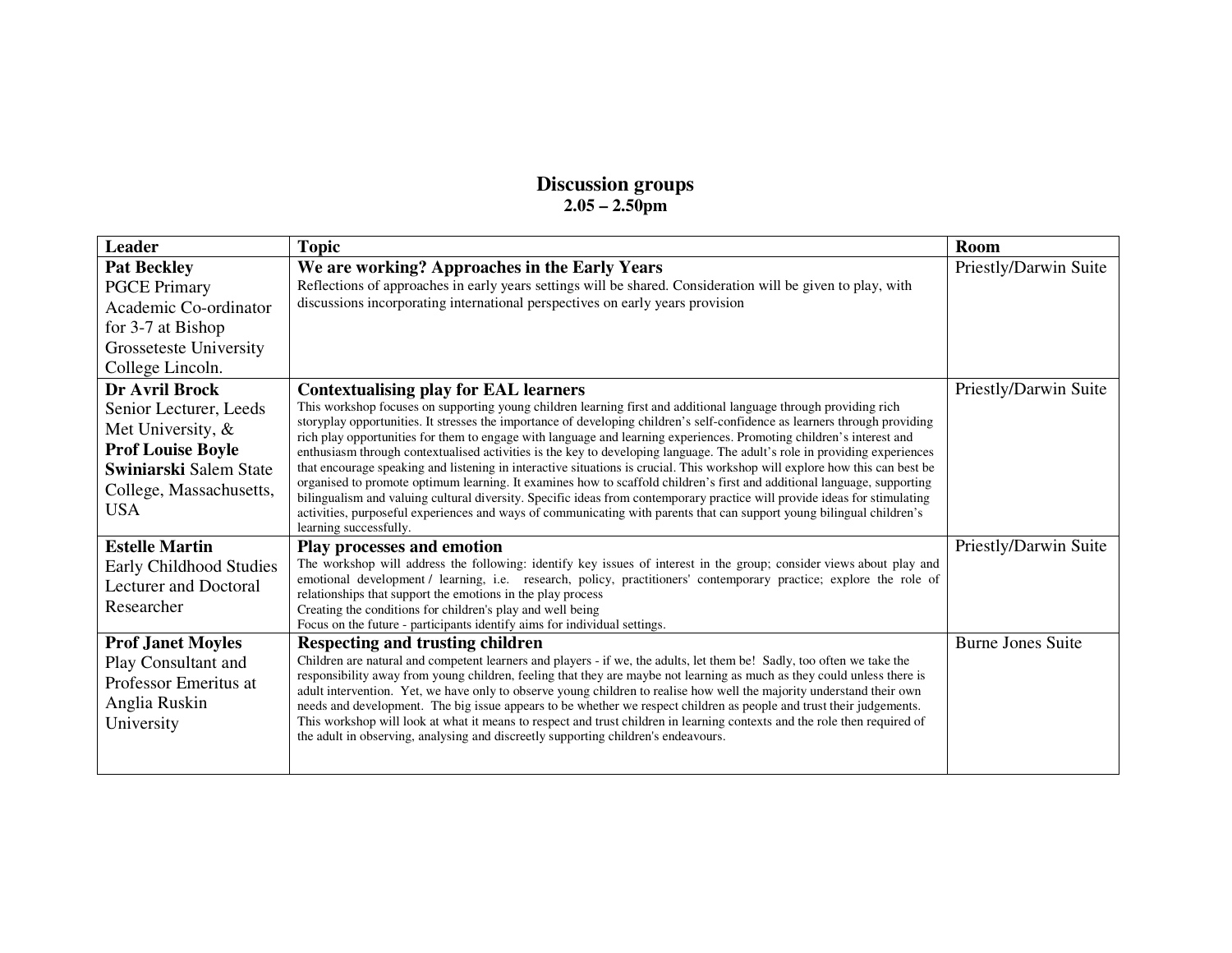# Discussion groups

**2.05 – 2.50pm**

| Leader | Topic | Room |
|---|---|---|
| **Pat Beckley** PGCE Primary Academic Co-ordinator for 3-7 at Bishop Grosseteste University College Lincoln. | **We are working? Approaches in the Early Years** Reflections of approaches in early years settings will be shared. Consideration will be given to play, with discussions incorporating international perspectives on early years provision | Priestly/Darwin Suite |
| **Dr Avril Brock** Senior Lecturer, Leeds Met University, & **Prof Louise Boyle Swiniarski** Salem State College, Massachusetts, USA | **Contextualising play for EAL learners** This workshop focuses on supporting young children learning first and additional language through providing rich storyplay opportunities. It stresses the importance of developing children's self-confidence as learners through providing rich play opportunities for them to engage with language and learning experiences. Promoting children's interest and enthusiasm through contextualised activities is the key to developing language. The adult's role in providing experiences that encourage speaking and listening in interactive situations is crucial. This workshop will explore how this can best be organised to promote optimum learning. It examines how to scaffold children's first and additional language, supporting bilingualism and valuing cultural diversity. Specific ideas from contemporary practice will provide ideas for stimulating activities, purposeful experiences and ways of communicating with parents that can support young bilingual children's learning successfully. | Priestly/Darwin Suite |
| **Estelle Martin** Early Childhood Studies Lecturer and Doctoral Researcher | **Play processes and emotion** The workshop will address the following: identify key issues of interest in the group; consider views about play and emotional development / learning, i.e. research, policy, practitioners' contemporary practice; explore the role of relationships that support the emotions in the play process<br>Creating the conditions for children's play and well being<br>Focus on the future - participants identify aims for individual settings. | Priestly/Darwin Suite |
| **Prof Janet Moyles** Play Consultant and Professor Emeritus at Anglia Ruskin University | **Respecting and trusting children** Children are natural and competent learners and players - if we, the adults, let them be! Sadly, too often we take the responsibility away from young children, feeling that they are maybe not learning as much as they could unless there is adult intervention. Yet, we have only to observe young children to realise how well the majority understand their own needs and development. The big issue appears to be whether we respect children as people and trust their judgements. This workshop will look at what it means to respect and trust children in learning contexts and the role then required of the adult in observing, analysing and discreetly supporting children's endeavours. | Burne Jones Suite |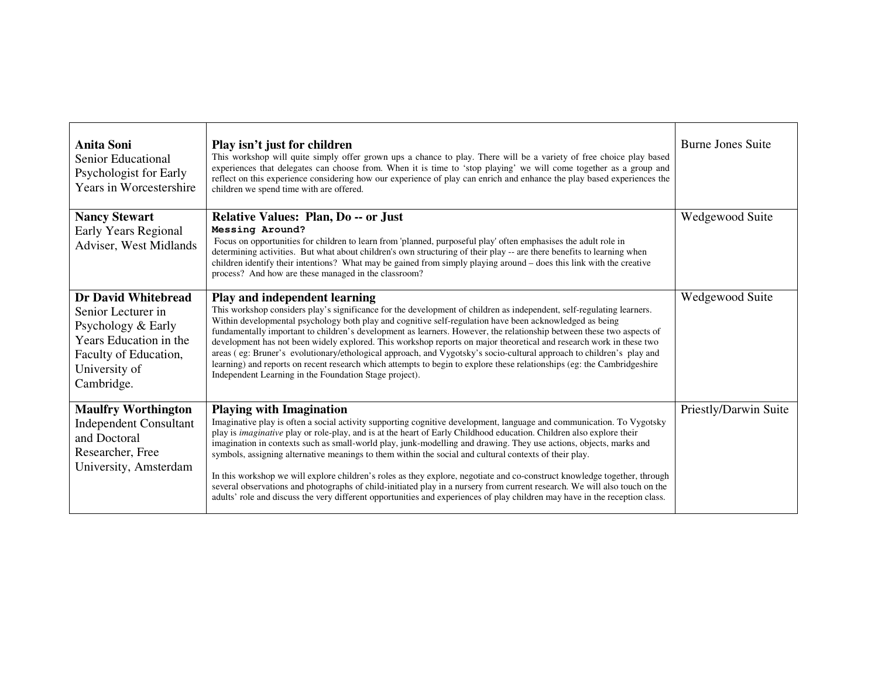| | | |
|---|---|---|
| **Anita Soni**<br>Senior Educational Psychologist for Early Years in Worcestershire | **Play isn't just for children**<br>This workshop will quite simply offer grown ups a chance to play. There will be a variety of free choice play based experiences that delegates can choose from. When it is time to 'stop playing' we will come together as a group and reflect on this experience considering how our experience of play can enrich and enhance the play based experiences the children we spend time with are offered. | Burne Jones Suite |
| **Nancy Stewart**<br>Early Years Regional Adviser, West Midlands | **Relative Values: Plan, Do -- or Just Messing Around?**<br>Focus on opportunities for children to learn from 'planned, purposeful play' often emphasises the adult role in determining activities. But what about children's own structuring of their play -- are there benefits to learning when children identify their intentions? What may be gained from simply playing around – does this link with the creative process? And how are these managed in the classroom? | Wedgewood Suite |
| **Dr David Whitebread**<br>Senior Lecturer in Psychology & Early Years Education in the Faculty of Education, University of Cambridge. | **Play and independent learning**<br>This workshop considers play's significance for the development of children as independent, self-regulating learners. Within developmental psychology both play and cognitive self-regulation have been acknowledged as being fundamentally important to children's development as learners. However, the relationship between these two aspects of development has not been widely explored. This workshop reports on major theoretical and research work in these two areas ( eg: Bruner's evolutionary/ethological approach, and Vygotsky's socio-cultural approach to children's play and learning) and reports on recent research which attempts to begin to explore these relationships (eg: the Cambridgeshire Independent Learning in the Foundation Stage project). | Wedgewood Suite |
| **Maulfry Worthington**<br>Independent Consultant and Doctoral Researcher, Free University, Amsterdam | **Playing with Imagination**<br>Imaginative play is often a social activity supporting cognitive development, language and communication. To Vygotsky play is *imaginative* play or role-play, and is at the heart of Early Childhood education. Children also explore their imagination in contexts such as small-world play, junk-modelling and drawing. They use actions, objects, marks and symbols, assigning alternative meanings to them within the social and cultural contexts of their play.<br><br>In this workshop we will explore children's roles as they explore, negotiate and co-construct knowledge together, through several observations and photographs of child-initiated play in a nursery from current research. We will also touch on the adults' role and discuss the very different opportunities and experiences of play children may have in the reception class. | Priestly/Darwin Suite |